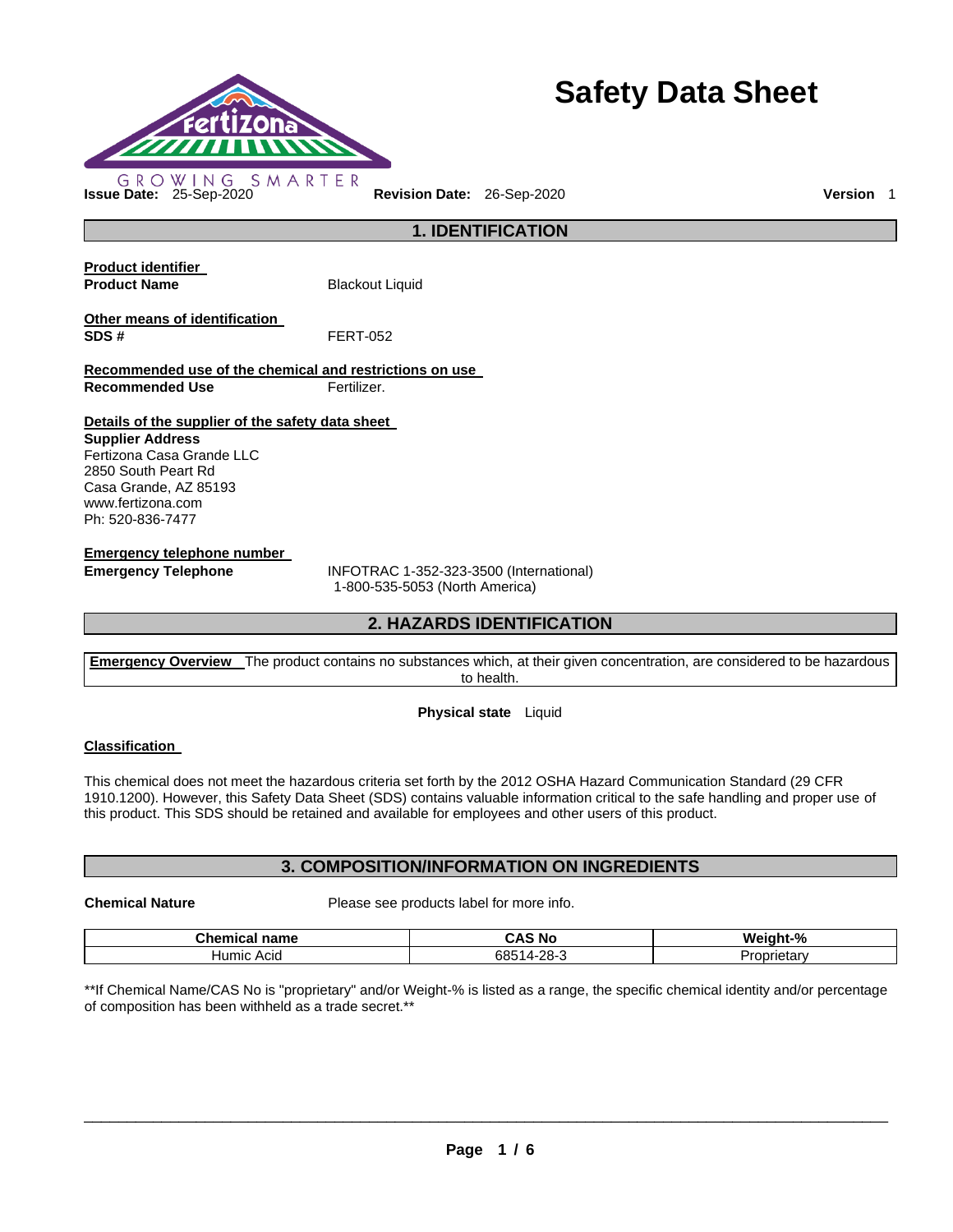# Safety Data Sheet

GROWING SMARTER

**Issue Date:** 25-Sep-2020 **Revision Date:** 26-Sep-2020 **Version** 1

## 1. IDENTIFICATION

**Product identifier**

**Product Name** Blackout Liquid

**Other means of identification**

**SDS #** FERT-052

**Recommended use of the chemical and restrictions on use**

**Recommended Use** Fertilizer.

**Details of the supplier of the safety data sheet**

**Supplier Address**
Fertizona Casa Grande LLC
2850 South Peart Rd
Casa Grande, AZ 85193
www.fertizona.com
Ph: 520-836-7477

**Emergency telephone number**

**Emergency Telephone** INFOTRAC 1-352-323-3500 (International)
1-800-535-5053 (North America)

## 2. HAZARDS IDENTIFICATION

**Emergency Overview** The product contains no substances which, at their given concentration, are considered to be hazardous to health.

**Physical state** Liquid

**Classification**

This chemical does not meet the hazardous criteria set forth by the 2012 OSHA Hazard Communication Standard (29 CFR 1910.1200). However, this Safety Data Sheet (SDS) contains valuable information critical to the safe handling and proper use of this product. This SDS should be retained and available for employees and other users of this product.

## 3. COMPOSITION/INFORMATION ON INGREDIENTS

**Chemical Nature** Please see products label for more info.

| Chemical name | CAS No | Weight-% |
|---|---|---|
| Humic Acid | 68514-28-3 | Proprietary |

**If Chemical Name/CAS No is "proprietary" and/or Weight-% is listed as a range, the specific chemical identity and/or percentage of composition has been withheld as a trade secret.**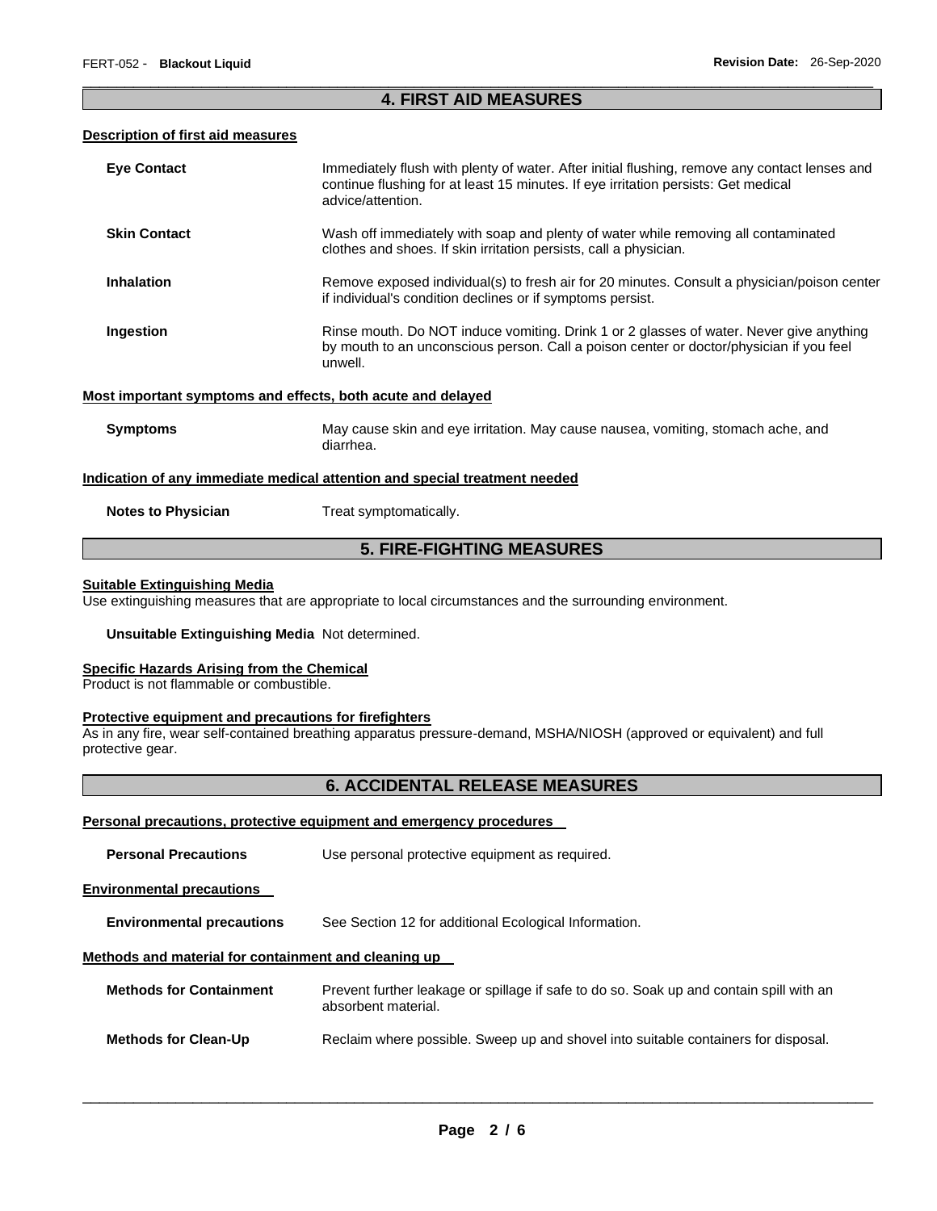## 4. FIRST AID MEASURES

**Description of first aid measures**

| | |
|---|---|
| **Eye Contact** | Immediately flush with plenty of water. After initial flushing, remove any contact lenses and continue flushing for at least 15 minutes. If eye irritation persists: Get medical advice/attention. |
| **Skin Contact** | Wash off immediately with soap and plenty of water while removing all contaminated clothes and shoes. If skin irritation persists, call a physician. |
| **Inhalation** | Remove exposed individual(s) to fresh air for 20 minutes. Consult a physician/poison center if individual's condition declines or if symptoms persist. |
| **Ingestion** | Rinse mouth. Do NOT induce vomiting. Drink 1 or 2 glasses of water. Never give anything by mouth to an unconscious person. Call a poison center or doctor/physician if you feel unwell. |

**Most important symptoms and effects, both acute and delayed**

| | |
|---|---|
| **Symptoms** | May cause skin and eye irritation. May cause nausea, vomiting, stomach ache, and diarrhea. |

**Indication of any immediate medical attention and special treatment needed**

| | |
|---|---|
| **Notes to Physician** | Treat symptomatically. |

## 5. FIRE-FIGHTING MEASURES

**Suitable Extinguishing Media**

Use extinguishing measures that are appropriate to local circumstances and the surrounding environment.

**Unsuitable Extinguishing Media** Not determined.

**Specific Hazards Arising from the Chemical**

Product is not flammable or combustible.

**Protective equipment and precautions for firefighters**

As in any fire, wear self-contained breathing apparatus pressure-demand, MSHA/NIOSH (approved or equivalent) and full protective gear.

## 6. ACCIDENTAL RELEASE MEASURES

**Personal precautions, protective equipment and emergency procedures**

| | |
|---|---|
| **Personal Precautions** | Use personal protective equipment as required. |

**Environmental precautions**

| | |
|---|---|
| **Environmental precautions** | See Section 12 for additional Ecological Information. |

**Methods and material for containment and cleaning up**

| | |
|---|---|
| **Methods for Containment** | Prevent further leakage or spillage if safe to do so. Soak up and contain spill with an absorbent material. |
| **Methods for Clean-Up** | Reclaim where possible. Sweep up and shovel into suitable containers for disposal. |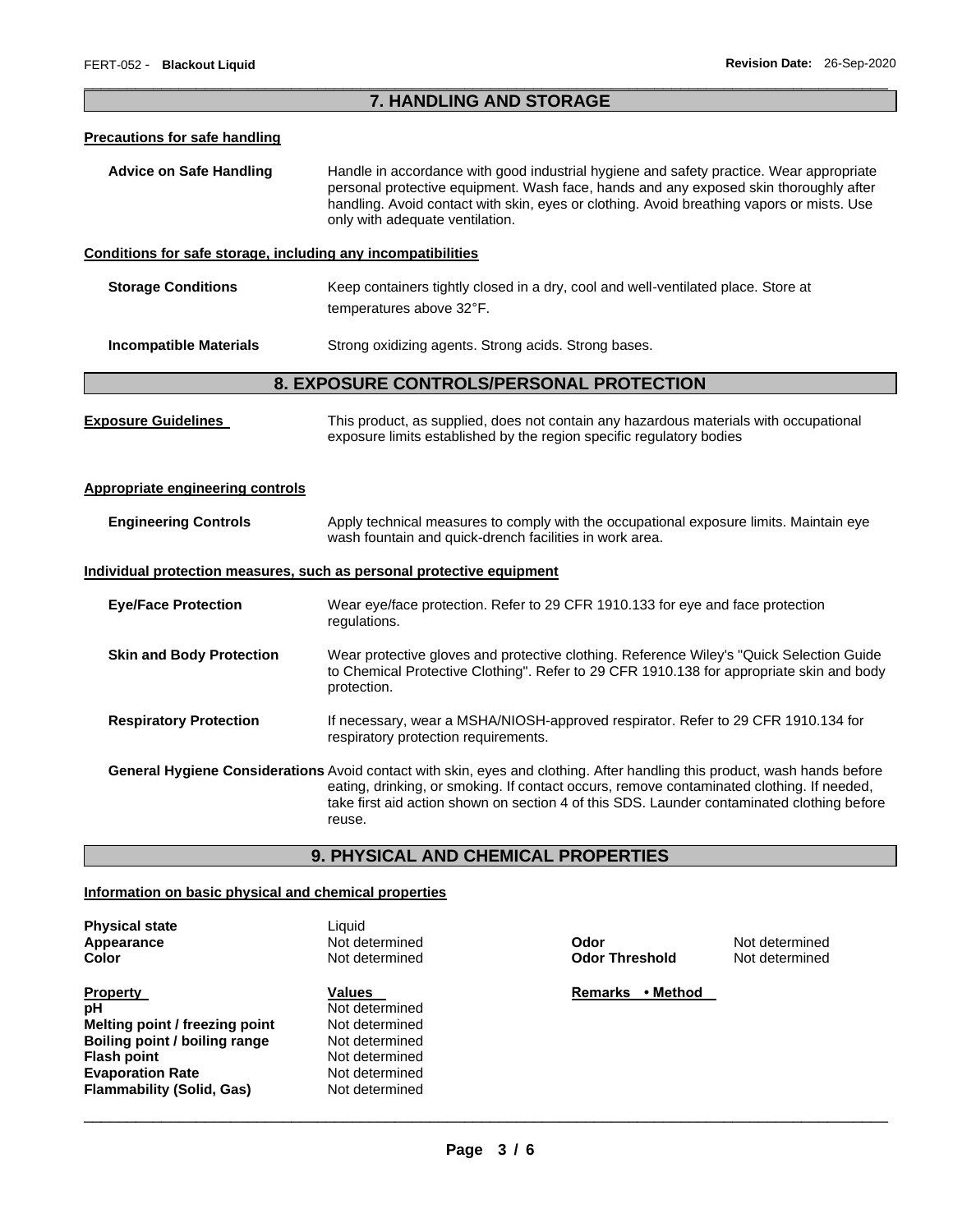## 7. HANDLING AND STORAGE

**Precautions for safe handling**

**Advice on Safe Handling** Handle in accordance with good industrial hygiene and safety practice. Wear appropriate personal protective equipment. Wash face, hands and any exposed skin thoroughly after handling. Avoid contact with skin, eyes or clothing. Avoid breathing vapors or mists. Use only with adequate ventilation.

**Conditions for safe storage, including any incompatibilities**

**Storage Conditions** Keep containers tightly closed in a dry, cool and well-ventilated place. Store at temperatures above 32°F.

**Incompatible Materials** Strong oxidizing agents. Strong acids. Strong bases.

## 8. EXPOSURE CONTROLS/PERSONAL PROTECTION

**Exposure Guidelines** This product, as supplied, does not contain any hazardous materials with occupational exposure limits established by the region specific regulatory bodies

**Appropriate engineering controls**

**Engineering Controls** Apply technical measures to comply with the occupational exposure limits. Maintain eye wash fountain and quick-drench facilities in work area.

**Individual protection measures, such as personal protective equipment**

**Eye/Face Protection** Wear eye/face protection. Refer to 29 CFR 1910.133 for eye and face protection regulations.

**Skin and Body Protection** Wear protective gloves and protective clothing. Reference Wiley's "Quick Selection Guide to Chemical Protective Clothing". Refer to 29 CFR 1910.138 for appropriate skin and body protection.

**Respiratory Protection** If necessary, wear a MSHA/NIOSH-approved respirator. Refer to 29 CFR 1910.134 for respiratory protection requirements.

**General Hygiene Considerations** Avoid contact with skin, eyes and clothing. After handling this product, wash hands before eating, drinking, or smoking. If contact occurs, remove contaminated clothing. If needed, take first aid action shown on section 4 of this SDS. Launder contaminated clothing before reuse.

## 9. PHYSICAL AND CHEMICAL PROPERTIES

**Information on basic physical and chemical properties**

| | | | |
|---|---|---|---|
| **Physical state** | Liquid | | |
| **Appearance** | Not determined | **Odor** | Not determined |
| **Color** | Not determined | **Odor Threshold** | Not determined |

| **Property** | **Values** | **Remarks • Method** |
|---|---|---|
| **pH** | Not determined | |
| **Melting point / freezing point** | Not determined | |
| **Boiling point / boiling range** | Not determined | |
| **Flash point** | Not determined | |
| **Evaporation Rate** | Not determined | |
| **Flammability (Solid, Gas)** | Not determined | |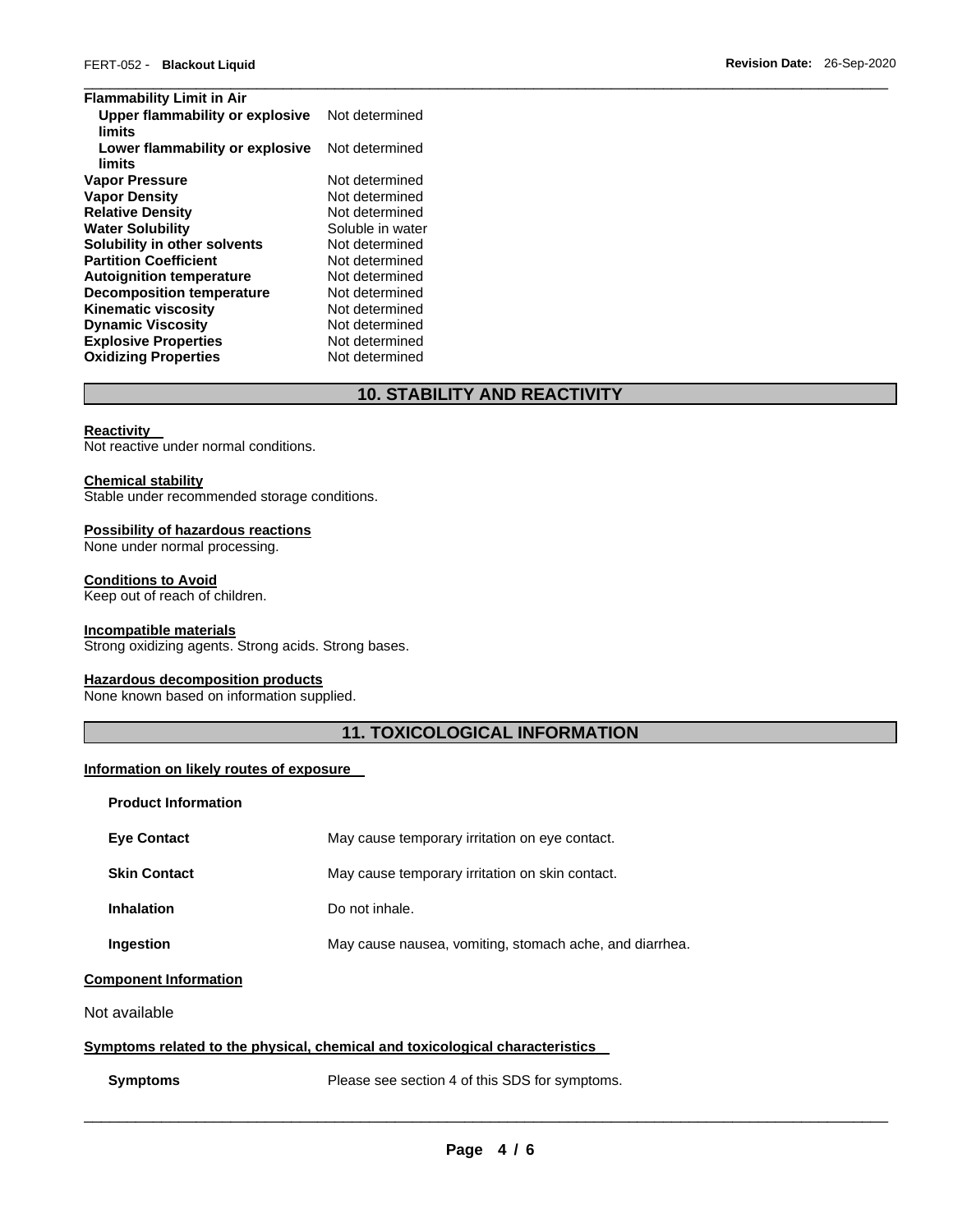| | |
|---|---|
| **Flammability Limit in Air** | |
| **Upper flammability or explosive limits** | Not determined |
| **Lower flammability or explosive limits** | Not determined |
| **Vapor Pressure** | Not determined |
| **Vapor Density** | Not determined |
| **Relative Density** | Not determined |
| **Water Solubility** | Soluble in water |
| **Solubility in other solvents** | Not determined |
| **Partition Coefficient** | Not determined |
| **Autoignition temperature** | Not determined |
| **Decomposition temperature** | Not determined |
| **Kinematic viscosity** | Not determined |
| **Dynamic Viscosity** | Not determined |
| **Explosive Properties** | Not determined |
| **Oxidizing Properties** | Not determined |

## 10. STABILITY AND REACTIVITY

**Reactivity**
Not reactive under normal conditions.

**Chemical stability**
Stable under recommended storage conditions.

**Possibility of hazardous reactions**
None under normal processing.

**Conditions to Avoid**
Keep out of reach of children.

**Incompatible materials**
Strong oxidizing agents. Strong acids. Strong bases.

**Hazardous decomposition products**
None known based on information supplied.

## 11. TOXICOLOGICAL INFORMATION

**Information on likely routes of exposure**

**Product Information**

| | |
|---|---|
| **Eye Contact** | May cause temporary irritation on eye contact. |
| **Skin Contact** | May cause temporary irritation on skin contact. |
| **Inhalation** | Do not inhale. |
| **Ingestion** | May cause nausea, vomiting, stomach ache, and diarrhea. |

**Component Information**

Not available

**Symptoms related to the physical, chemical and toxicological characteristics**

| | |
|---|---|
| **Symptoms** | Please see section 4 of this SDS for symptoms. |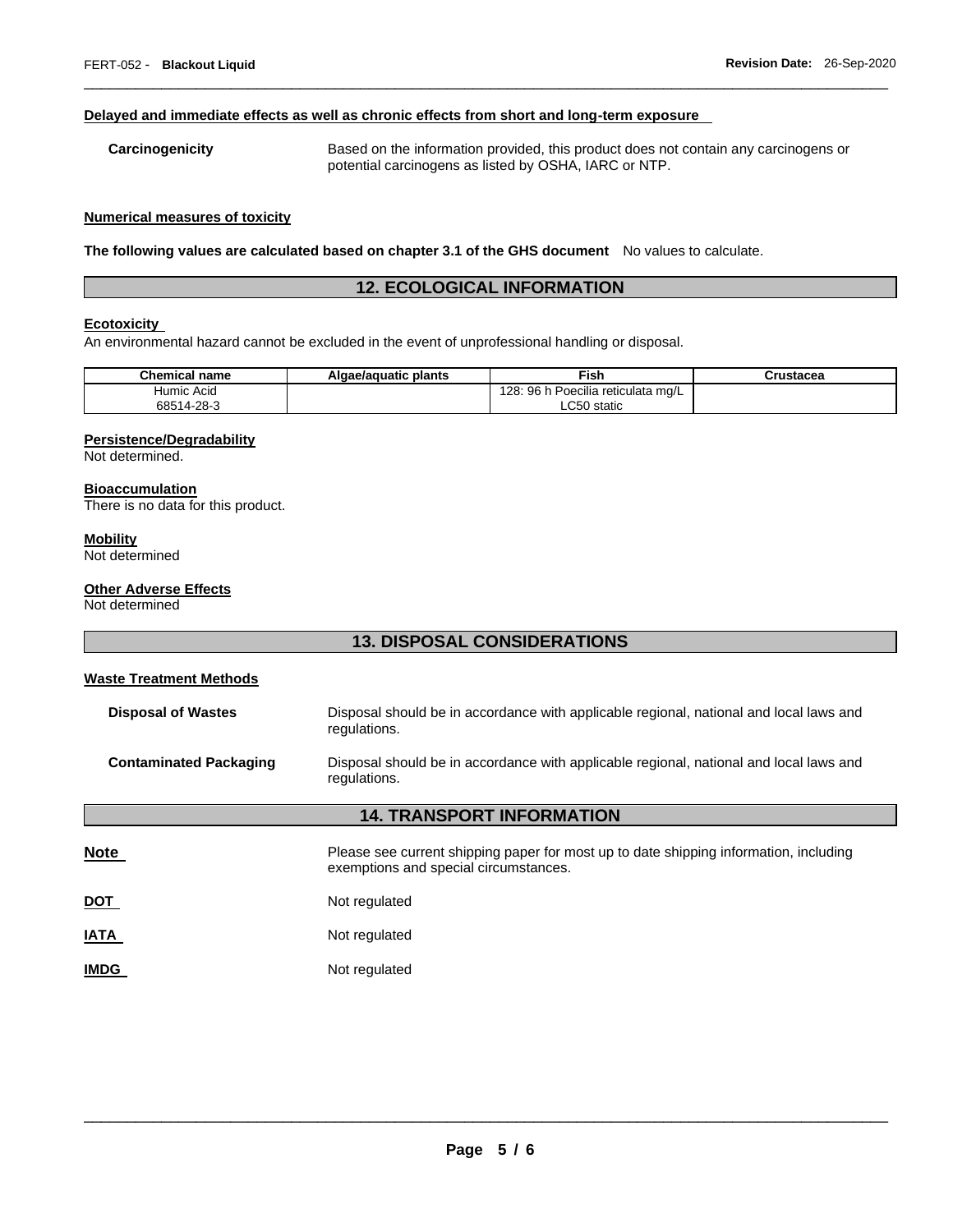**Delayed and immediate effects as well as chronic effects from short and long-term exposure**

**Carcinogenicity** Based on the information provided, this product does not contain any carcinogens or potential carcinogens as listed by OSHA, IARC or NTP.

**Numerical measures of toxicity**

**The following values are calculated based on chapter 3.1 of the GHS document** No values to calculate.

## 12. ECOLOGICAL INFORMATION

**Ecotoxicity**

An environmental hazard cannot be excluded in the event of unprofessional handling or disposal.

| Chemical name | Algae/aquatic plants | Fish | Crustacea |
|---|---|---|---|
| Humic Acid 68514-28-3 | | 128: 96 h Poecilia reticulata mg/L LC50 static | |

**Persistence/Degradability**

Not determined.

**Bioaccumulation**

There is no data for this product.

**Mobility**

Not determined

**Other Adverse Effects**

Not determined

## 13. DISPOSAL CONSIDERATIONS

**Waste Treatment Methods**

**Disposal of Wastes** Disposal should be in accordance with applicable regional, national and local laws and regulations.

**Contaminated Packaging** Disposal should be in accordance with applicable regional, national and local laws and regulations.

## 14. TRANSPORT INFORMATION

**Note** Please see current shipping paper for most up to date shipping information, including exemptions and special circumstances.

**DOT** Not regulated

**IATA** Not regulated

**IMDG** Not regulated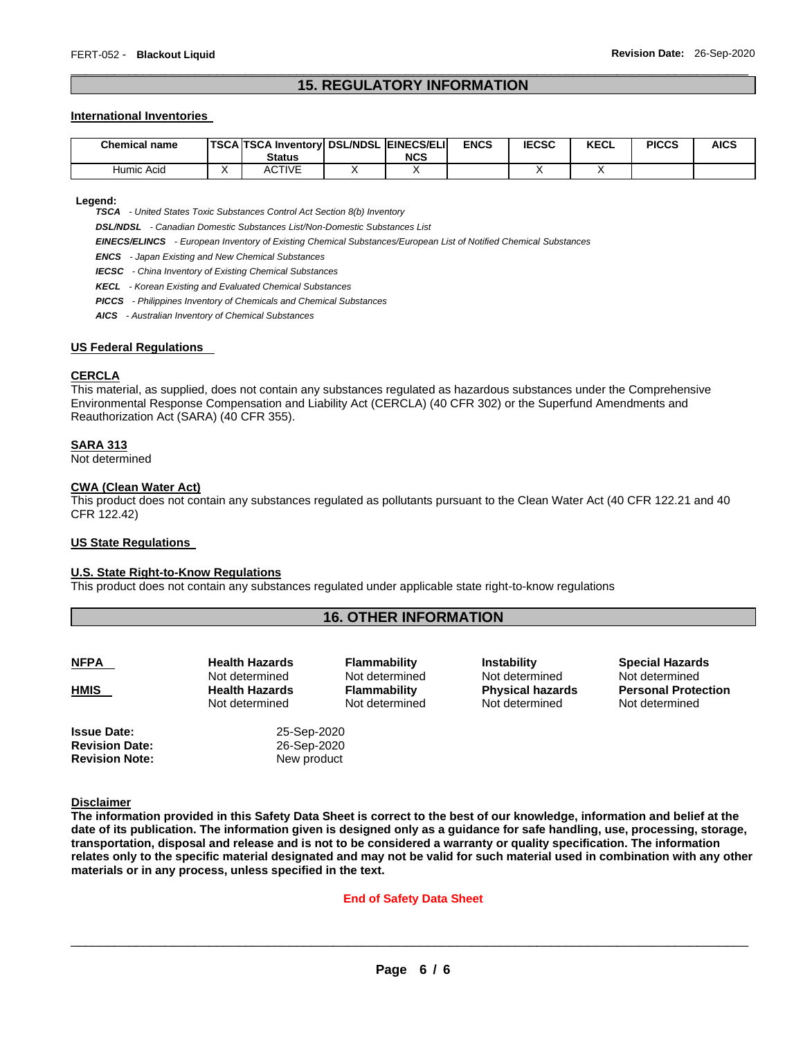## 15. REGULATORY INFORMATION

**International Inventories**

| Chemical name | TSCA | TSCA Inventory Status | DSL/NDSL | EINECS/ELINCS | ENCS | IECSC | KECL | PICCS | AICS |
|---|---|---|---|---|---|---|---|---|---|
| Humic Acid | X | ACTIVE | X | X | | X | X | | |

**Legend:**

***TSCA*** *- United States Toxic Substances Control Act Section 8(b) Inventory*

***DSL/NDSL*** *- Canadian Domestic Substances List/Non-Domestic Substances List*

***EINECS/ELINCS*** *- European Inventory of Existing Chemical Substances/European List of Notified Chemical Substances*

***ENCS*** *- Japan Existing and New Chemical Substances*

***IECSC*** *- China Inventory of Existing Chemical Substances*

***KECL*** *- Korean Existing and Evaluated Chemical Substances*

***PICCS*** *- Philippines Inventory of Chemicals and Chemical Substances*

***AICS*** *- Australian Inventory of Chemical Substances*

**US Federal Regulations**

**CERCLA**

This material, as supplied, does not contain any substances regulated as hazardous substances under the Comprehensive Environmental Response Compensation and Liability Act (CERCLA) (40 CFR 302) or the Superfund Amendments and Reauthorization Act (SARA) (40 CFR 355).

**SARA 313**

Not determined

**CWA (Clean Water Act)**

This product does not contain any substances regulated as pollutants pursuant to the Clean Water Act (40 CFR 122.21 and 40 CFR 122.42)

**US State Regulations**

**U.S. State Right-to-Know Regulations**

This product does not contain any substances regulated under applicable state right-to-know regulations

## 16. OTHER INFORMATION

| | | | | |
|---|---|---|---|---|
| **NFPA** | **Health Hazards** Not determined | **Flammability** Not determined | **Instability** Not determined | **Special Hazards** Not determined |
| **HMIS** | **Health Hazards** Not determined | **Flammability** Not determined | **Physical hazards** Not determined | **Personal Protection** Not determined |

**Issue Date:** 25-Sep-2020
**Revision Date:** 26-Sep-2020
**Revision Note:** New product

**Disclaimer**

**The information provided in this Safety Data Sheet is correct to the best of our knowledge, information and belief at the date of its publication. The information given is designed only as a guidance for safe handling, use, processing, storage, transportation, disposal and release and is not to be considered a warranty or quality specification. The information relates only to the specific material designated and may not be valid for such material used in combination with any other materials or in any process, unless specified in the text.**

**End of Safety Data Sheet**